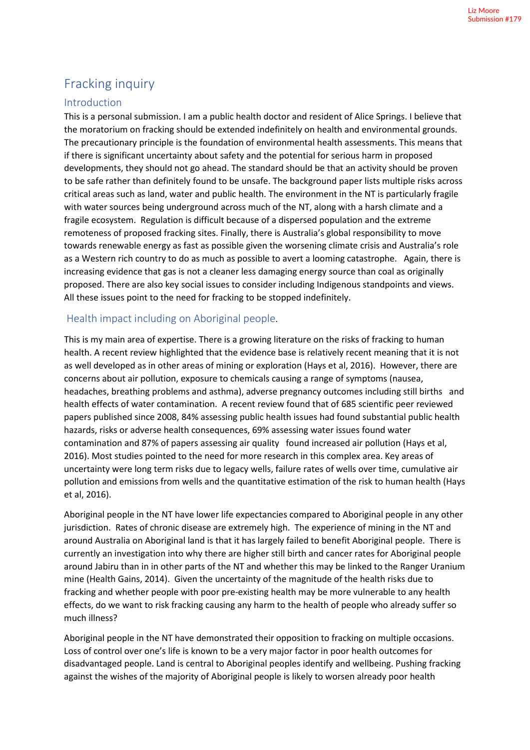# Fracking inquiry

## Introduction

This is a personal submission. I am a public health doctor and resident of Alice Springs. I believe that the moratorium on fracking should be extended indefinitely on health and environmental grounds. The precautionary principle is the foundation of environmental health assessments. This means that if there is significant uncertainty about safety and the potential for serious harm in proposed developments, they should not go ahead. The standard should be that an activity should be proven to be safe rather than definitely found to be unsafe. The background paper lists multiple risks across critical areas such as land, water and public health. The environment in the NT is particularly fragile with water sources being underground across much of the NT, along with a harsh climate and a fragile ecosystem. Regulation is difficult because of a dispersed population and the extreme remoteness of proposed fracking sites. Finally, there is Australia's global responsibility to move towards renewable energy as fast as possible given the worsening climate crisis and Australia's role as a Western rich country to do as much as possible to avert a looming catastrophe. Again, there is increasing evidence that gas is not a cleaner less damaging energy source than coal as originally proposed. There are also key social issues to consider including Indigenous standpoints and views. All these issues point to the need for fracking to be stopped indefinitely.

## Health impact including on Aboriginal people.

This is my main area of expertise. There is a growing literature on the risks of fracking to human health. A recent review highlighted that the evidence base is relatively recent meaning that it is not as well developed as in other areas of mining or exploration (Hays et al, 2016). However, there are concerns about air pollution, exposure to chemicals causing a range of symptoms (nausea, headaches, breathing problems and asthma), adverse pregnancy outcomes including still births and health effects of water contamination. A recent review found that of 685 scientific peer reviewed papers published since 2008, 84% assessing public health issues had found substantial public health hazards, risks or adverse health consequences, 69% assessing water issues found water contamination and 87% of papers assessing air quality found increased air pollution (Hays et al, 2016). Most studies pointed to the need for more research in this complex area. Key areas of uncertainty were long term risks due to legacy wells, failure rates of wells over time, cumulative air pollution and emissions from wells and the quantitative estimation of the risk to human health (Hays et al, 2016).

Aboriginal people in the NT have lower life expectancies compared to Aboriginal people in any other jurisdiction. Rates of chronic disease are extremely high. The experience of mining in the NT and around Australia on Aboriginal land is that it has largely failed to benefit Aboriginal people. There is currently an investigation into why there are higher still birth and cancer rates for Aboriginal people around Jabiru than in in other parts of the NT and whether this may be linked to the Ranger Uranium mine (Health Gains, 2014). Given the uncertainty of the magnitude of the health risks due to fracking and whether people with poor pre-existing health may be more vulnerable to any health effects, do we want to risk fracking causing any harm to the health of people who already suffer so much illness?

Aboriginal people in the NT have demonstrated their opposition to fracking on multiple occasions. Loss of control over one's life is known to be a very major factor in poor health outcomes for disadvantaged people. Land is central to Aboriginal peoples identify and wellbeing. Pushing fracking against the wishes of the majority of Aboriginal people is likely to worsen already poor health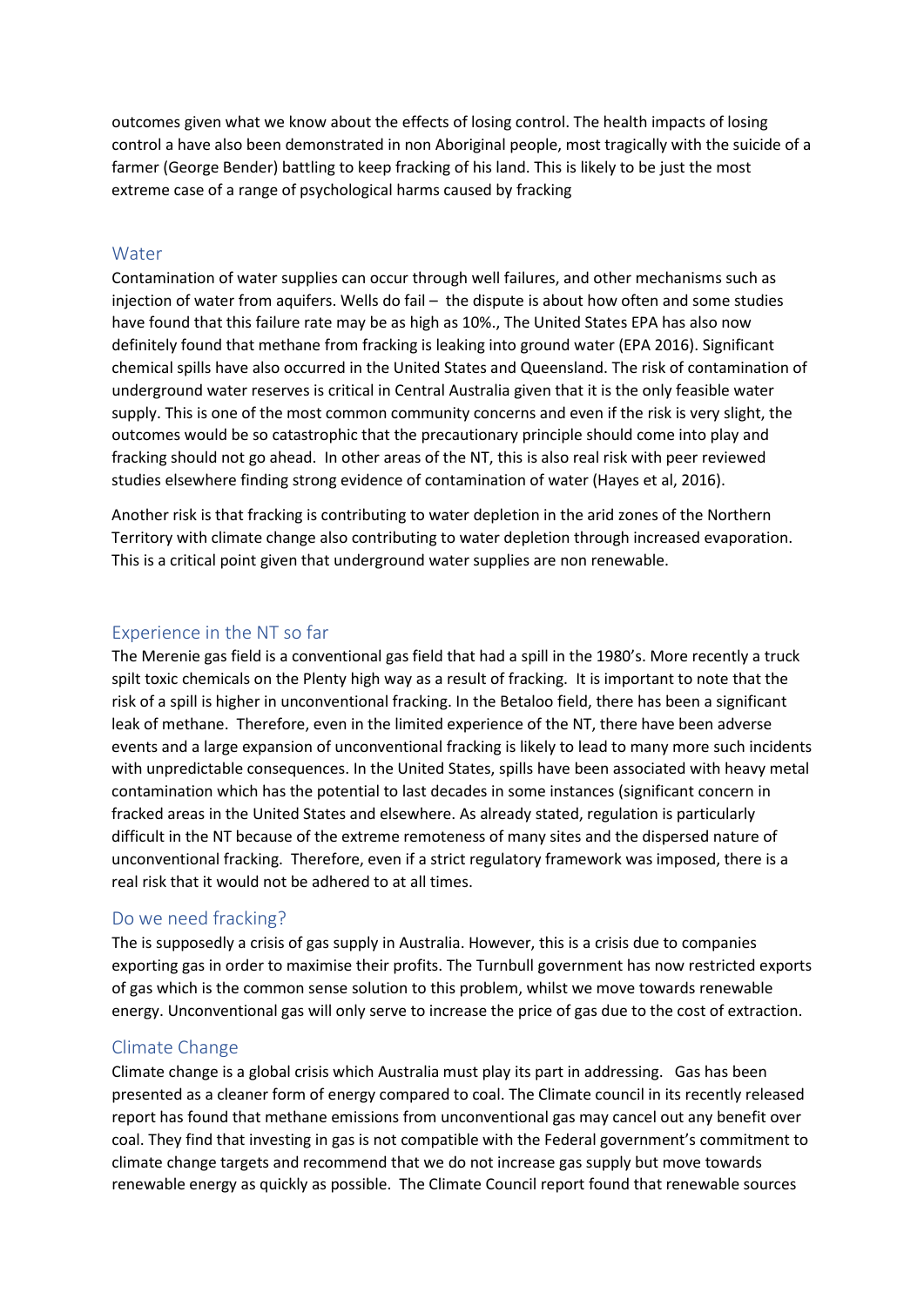outcomes given what we know about the effects of losing control. The health impacts of losing control a have also been demonstrated in non Aboriginal people, most tragically with the suicide of a farmer (George Bender) battling to keep fracking of his land. This is likely to be just the most extreme case of a range of psychological harms caused by fracking

## Water

Contamination of water supplies can occur through well failures, and other mechanisms such as injection of water from aquifers. Wells do fail – the dispute is about how often and some studies have found that this failure rate may be as high as 10%., The United States EPA has also now definitely found that methane from fracking is leaking into ground water (EPA 2016). Significant chemical spills have also occurred in the United States and Queensland. The risk of contamination of underground water reserves is critical in Central Australia given that it is the only feasible water supply. This is one of the most common community concerns and even if the risk is very slight, the outcomes would be so catastrophic that the precautionary principle should come into play and fracking should not go ahead. In other areas of the NT, this is also real risk with peer reviewed studies elsewhere finding strong evidence of contamination of water (Hayes et al, 2016).

Another risk is that fracking is contributing to water depletion in the arid zones of the Northern Territory with climate change also contributing to water depletion through increased evaporation. This is a critical point given that underground water supplies are non renewable.

## Experience in the NT so far

The Merenie gas field is a conventional gas field that had a spill in the 1980's. More recently a truck spilt toxic chemicals on the Plenty high way as a result of fracking. It is important to note that the risk of a spill is higher in unconventional fracking. In the Betaloo field, there has been a significant leak of methane. Therefore, even in the limited experience of the NT, there have been adverse events and a large expansion of unconventional fracking is likely to lead to many more such incidents with unpredictable consequences. In the United States, spills have been associated with heavy metal contamination which has the potential to last decades in some instances (significant concern in fracked areas in the United States and elsewhere. As already stated, regulation is particularly difficult in the NT because of the extreme remoteness of many sites and the dispersed nature of unconventional fracking. Therefore, even if a strict regulatory framework was imposed, there is a real risk that it would not be adhered to at all times.

## Do we need fracking?

The is supposedly a crisis of gas supply in Australia. However, this is a crisis due to companies exporting gas in order to maximise their profits. The Turnbull government has now restricted exports of gas which is the common sense solution to this problem, whilst we move towards renewable energy. Unconventional gas will only serve to increase the price of gas due to the cost of extraction.

## Climate Change

Climate change is a global crisis which Australia must play its part in addressing. Gas has been presented as a cleaner form of energy compared to coal. The Climate council in its recently released report has found that methane emissions from unconventional gas may cancel out any benefit over coal. They find that investing in gas is not compatible with the Federal government's commitment to climate change targets and recommend that we do not increase gas supply but move towards renewable energy as quickly as possible. The Climate Council report found that renewable sources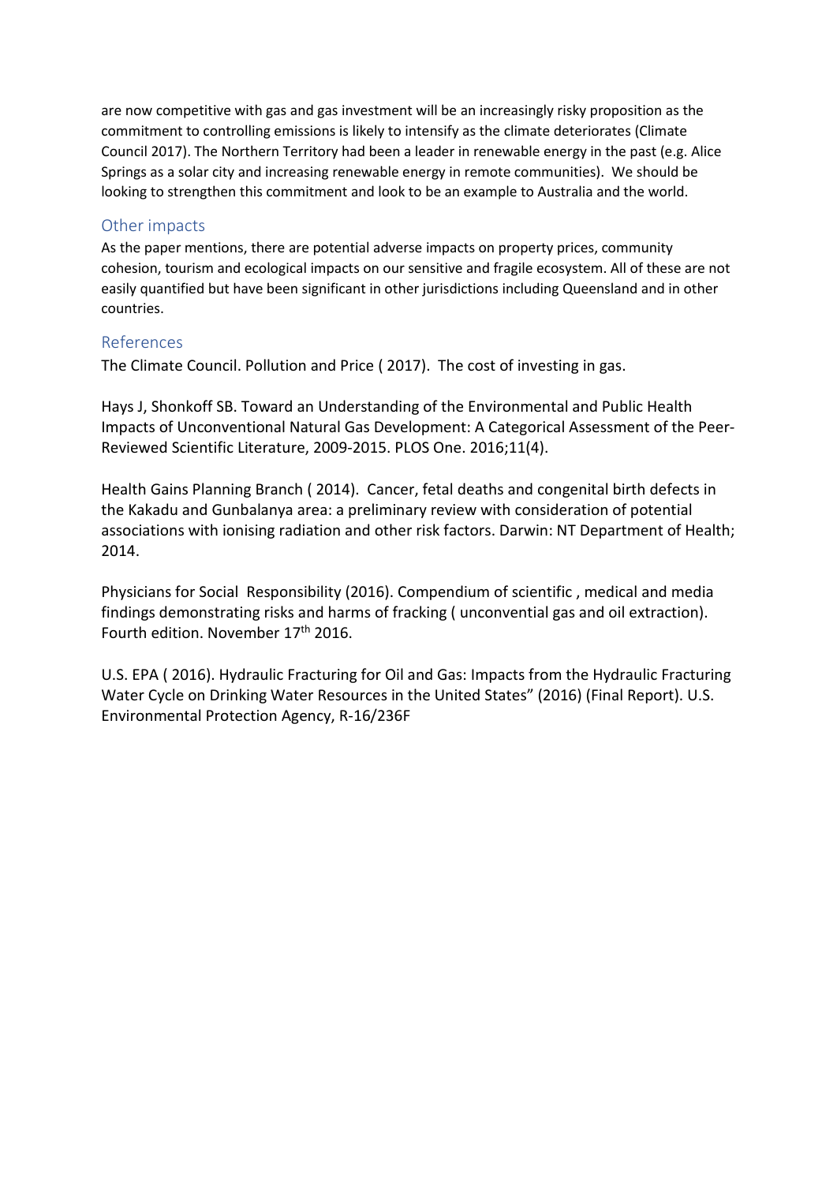are now competitive with gas and gas investment will be an increasingly risky proposition as the commitment to controlling emissions is likely to intensify as the climate deteriorates (Climate Council 2017). The Northern Territory had been a leader in renewable energy in the past (e.g. Alice Springs as a solar city and increasing renewable energy in remote communities). We should be looking to strengthen this commitment and look to be an example to Australia and the world.

## Other impacts

As the paper mentions, there are potential adverse impacts on property prices, community cohesion, tourism and ecological impacts on our sensitive and fragile ecosystem. All of these are not easily quantified but have been significant in other jurisdictions including Queensland and in other countries.

## References

The Climate Council. Pollution and Price ( 2017). The cost of investing in gas.

Hays J, Shonkoff SB. Toward an Understanding of the Environmental and Public Health Impacts of Unconventional Natural Gas Development: A Categorical Assessment of the Peer-Reviewed Scientific Literature, 2009-2015. PLOS One. 2016;11(4).

Health Gains Planning Branch ( 2014). Cancer, fetal deaths and congenital birth defects in the Kakadu and Gunbalanya area: a preliminary review with consideration of potential associations with ionising radiation and other risk factors. Darwin: NT Department of Health; 2014.

Physicians for Social Responsibility (2016). Compendium of scientific , medical and media findings demonstrating risks and harms of fracking ( unconvential gas and oil extraction). Fourth edition. November 17th 2016.

U.S. EPA ( 2016). Hydraulic Fracturing for Oil and Gas: Impacts from the Hydraulic Fracturing Water Cycle on Drinking Water Resources in the United States" (2016) (Final Report). U.S. Environmental Protection Agency, R-16/236F